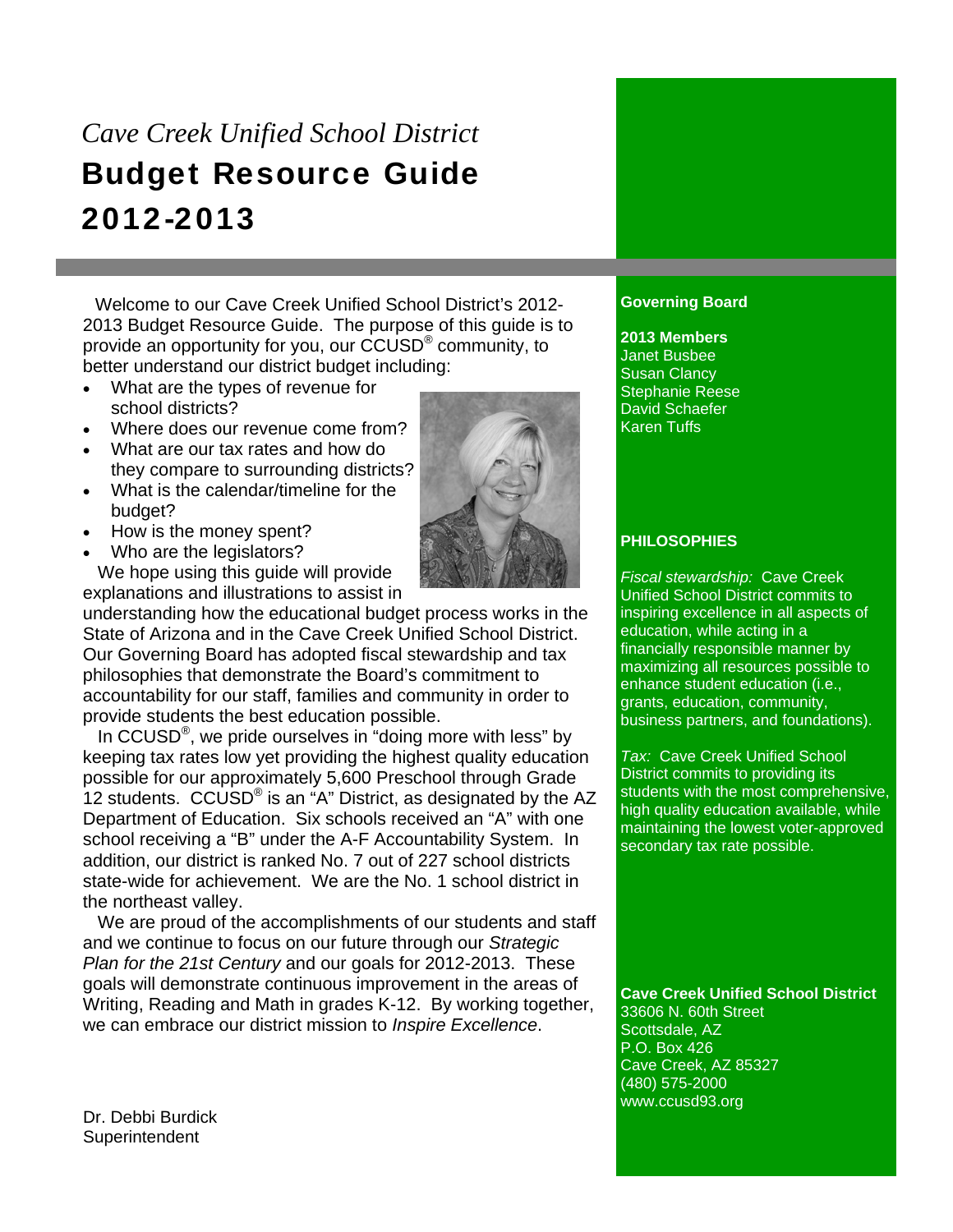*Cave Creek Unified School District*

# Budget Resource Guide 2012-2013

Welcome to our Cave Creek Unified School District's 2012-2013 Budget Resource Guide. The purpose of this guide is to provide an opportunity for you, our CCUSD® community, to better understand our district budget including:

- What are the types of revenue for school districts?
- Where does our revenue come from?
- What are our tax rates and how do they compare to surrounding districts?
- What is the calendar/timeline for the budget?
- How is the money spent?
- Who are the legislators?

We hope using this guide will provide explanations and illustrations to assist in understanding how the educational budget process works in the State of Arizona and in the Cave Creek Unified School District. Our Governing Board has adopted fiscal stewardship and tax philosophies that demonstrate the Board's commitment to accountability for our staff, families and community in order to provide students the best education possible.

In CCUSD®, we pride ourselves in "doing more with less" by keeping tax rates low yet providing the highest quality education possible for our approximately 5,600 Preschool through Grade 12 students. CCUSD® is an "A" District, as designated by the AZ Department of Education. Six schools received an "A" with one school receiving a "B" under the A-F Accountability System. In addition, our district is ranked No. 7 out of 227 school districts state-wide for achievement. We are the No. 1 school district in the northeast valley.

We are proud of the accomplishments of our students and staff and we continue to focus on our future through our *Strategic Plan for the 21st Century* and our goals for 2012-2013. These goals will demonstrate continuous improvement in the areas of Writing, Reading and Math in grades K-12. By working together, we can embrace our district mission to *Inspire Excellence*.

Dr. Debbi Burdick
Superintendent

**Governing Board**

**2013 Members**
Janet Busbee
Susan Clancy
Stephanie Reese
David Schaefer
Karen Tuffs

**PHILOSOPHIES**

*Fiscal stewardship:* Cave Creek Unified School District commits to inspiring excellence in all aspects of education, while acting in a financially responsible manner by maximizing all resources possible to enhance student education (i.e., grants, education, community, business partners, and foundations).

*Tax:* Cave Creek Unified School District commits to providing its students with the most comprehensive, high quality education available, while maintaining the lowest voter-approved secondary tax rate possible.

**Cave Creek Unified School District**
33606 N. 60th Street
Scottsdale, AZ
P.O. Box 426
Cave Creek, AZ 85327
(480) 575-2000
www.ccusd93.org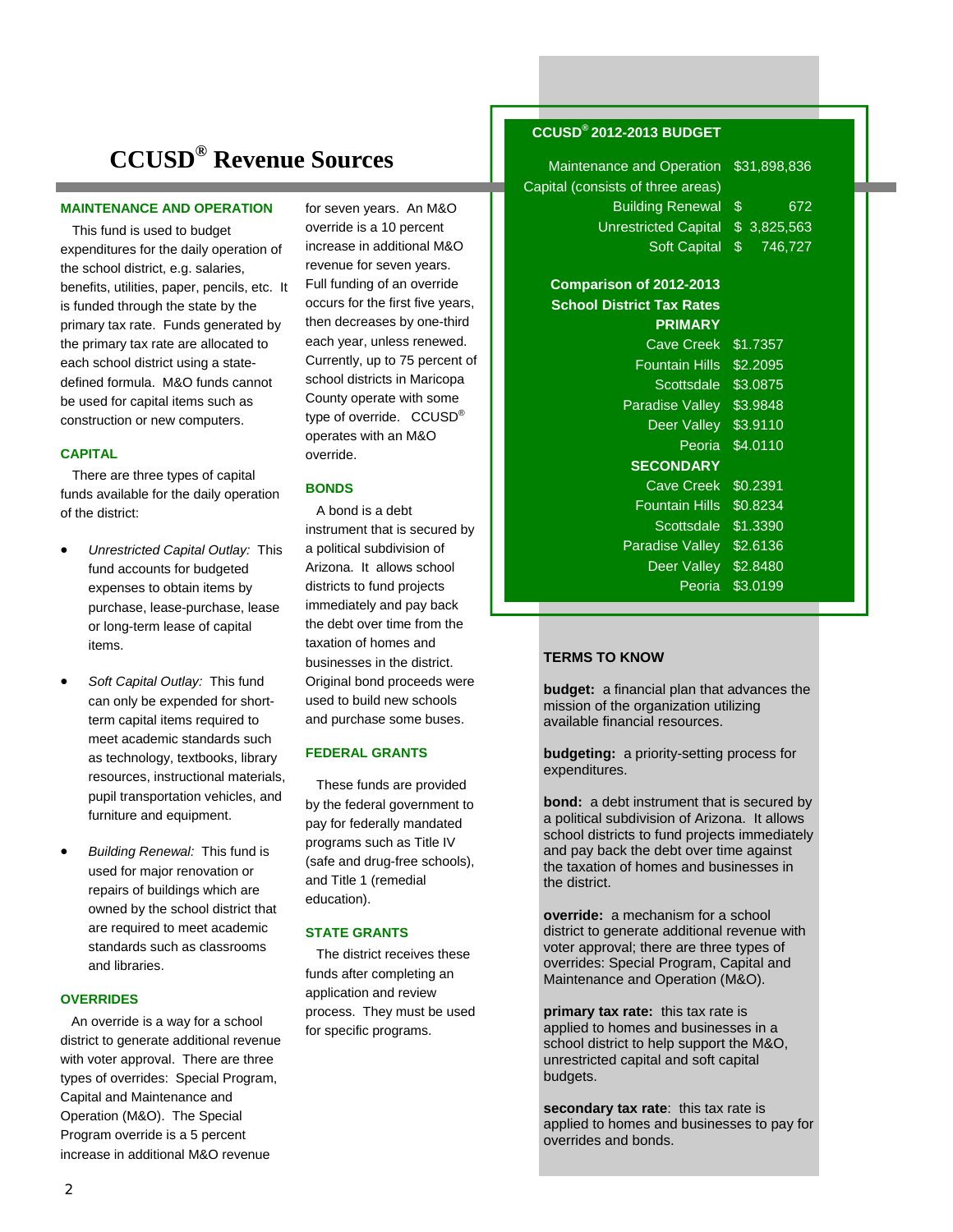# CCUSD® Revenue Sources

### MAINTENANCE AND OPERATION

This fund is used to budget expenditures for the daily operation of the school district, e.g. salaries, benefits, utilities, paper, pencils, etc. It is funded through the state by the primary tax rate. Funds generated by the primary tax rate are allocated to each school district using a state-defined formula. M&O funds cannot be used for capital items such as construction or new computers.

### CAPITAL

There are three types of capital funds available for the daily operation of the district:

- *Unrestricted Capital Outlay:* This fund accounts for budgeted expenses to obtain items by purchase, lease-purchase, lease or long-term lease of capital items.
- *Soft Capital Outlay:* This fund can only be expended for short-term capital items required to meet academic standards such as technology, textbooks, library resources, instructional materials, pupil transportation vehicles, and furniture and equipment.
- *Building Renewal:* This fund is used for major renovation or repairs of buildings which are owned by the school district that are required to meet academic standards such as classrooms and libraries.

### OVERRIDES

An override is a way for a school district to generate additional revenue with voter approval. There are three types of overrides: Special Program, Capital and Maintenance and Operation (M&O). The Special Program override is a 5 percent increase in additional M&O revenue for seven years. An M&O override is a 10 percent increase in additional M&O revenue for seven years. Full funding of an override occurs for the first five years, then decreases by one-third each year, unless renewed. Currently, up to 75 percent of school districts in Maricopa County operate with some type of override. CCUSD® operates with an M&O override.

### BONDS

A bond is a debt instrument that is secured by a political subdivision of Arizona. It allows school districts to fund projects immediately and pay back the debt over time from the taxation of homes and businesses in the district. Original bond proceeds were used to build new schools and purchase some buses.

### FEDERAL GRANTS

These funds are provided by the federal government to pay for federally mandated programs such as Title IV (safe and drug-free schools), and Title 1 (remedial education).

### STATE GRANTS

The district receives these funds after completing an application and review process. They must be used for specific programs.

### CCUSD® 2012-2013 BUDGET

| | |
|---|---|
| Maintenance and Operation | $31,898,836 |
| Capital (consists of three areas) | |
| Building Renewal | $ 672 |
| Unrestricted Capital | $ 3,825,563 |
| Soft Capital | $ 746,727 |

**Comparison of 2012-2013 School District Tax Rates**

| | |
|---|---|
| **PRIMARY** | |
| Cave Creek | $1.7357 |
| Fountain Hills | $2.2095 |
| Scottsdale | $3.0875 |
| Paradise Valley | $3.9848 |
| Deer Valley | $3.9110 |
| Peoria | $4.0110 |
| **SECONDARY** | |
| Cave Creek | $0.2391 |
| Fountain Hills | $0.8234 |
| Scottsdale | $1.3390 |
| Paradise Valley | $2.6136 |
| Deer Valley | $2.8480 |
| Peoria | $3.0199 |

### TERMS TO KNOW

**budget:** a financial plan that advances the mission of the organization utilizing available financial resources.

**budgeting:** a priority-setting process for expenditures.

**bond:** a debt instrument that is secured by a political subdivision of Arizona. It allows school districts to fund projects immediately and pay back the debt over time against the taxation of homes and businesses in the district.

**override:** a mechanism for a school district to generate additional revenue with voter approval; there are three types of overrides: Special Program, Capital and Maintenance and Operation (M&O).

**primary tax rate:** this tax rate is applied to homes and businesses in a school district to help support the M&O, unrestricted capital and soft capital budgets.

**secondary tax rate**: this tax rate is applied to homes and businesses to pay for overrides and bonds.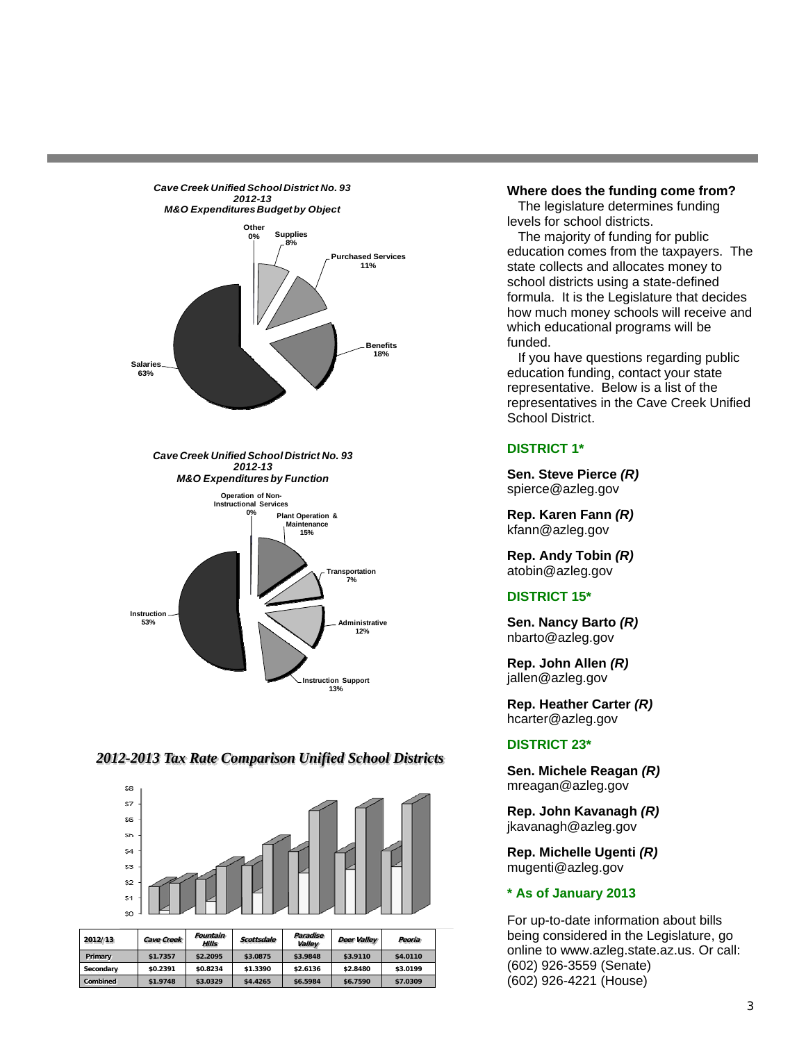**Cave Creek Unified School District No. 93**
**2012-13**
**M&O Expenditures Budget by Object**

- Salaries 63%
- Benefits 18%
- Purchased Services 11%
- Supplies 8%
- Other 0%

**Cave Creek Unified School District No. 93**
**2012-13**
**M&O Expenditures by Function**

- Instruction 53%
- Plant Operation & Maintenance 15%
- Instruction Support 13%
- Administrative 12%
- Transportation 7%
- Operation of Non-Instructional Services 0%

## 2012-2013 Tax Rate Comparison Unified School Districts

| 2012/13 | Cave Creek | Fountain Hills | Scottsdale | Paradise Valley | Deer Valley | Peoria |
|---|---|---|---|---|---|---|
| Primary | $1.7357 | $2.2095 | $3.0875 | $3.9848 | $3.9110 | $4.0110 |
| Secondary | $0.2391 | $0.8234 | $1.3390 | $2.6136 | $2.8480 | $3.0199 |
| Combined | $1.9748 | $3.0329 | $4.4265 | $6.5984 | $6.7590 | $7.0309 |

### Where does the funding come from?

The legislature determines funding levels for school districts.

The majority of funding for public education comes from the taxpayers. The state collects and allocates money to school districts using a state-defined formula. It is the Legislature that decides how much money schools will receive and which educational programs will be funded.

If you have questions regarding public education funding, contact your state representative. Below is a list of the representatives in the Cave Creek Unified School District.

### DISTRICT 1*

**Sen. Steve Pierce *(R)***
spierce@azleg.gov

**Rep. Karen Fann *(R)***
kfann@azleg.gov

**Rep. Andy Tobin *(R)***
atobin@azleg.gov

### DISTRICT 15*

**Sen. Nancy Barto *(R)***
nbarto@azleg.gov

**Rep. John Allen *(R)***
jallen@azleg.gov

**Rep. Heather Carter *(R)***
hcarter@azleg.gov

### DISTRICT 23*

**Sen. Michele Reagan *(R)***
mreagan@azleg.gov

**Rep. John Kavanagh *(R)***
jkavanagh@azleg.gov

**Rep. Michelle Ugenti *(R)***
mugenti@azleg.gov

**\* As of January 2013**

For up-to-date information about bills being considered in the Legislature, go online to www.azleg.state.az.us. Or call:
(602) 926-3559 (Senate)
(602) 926-4221 (House)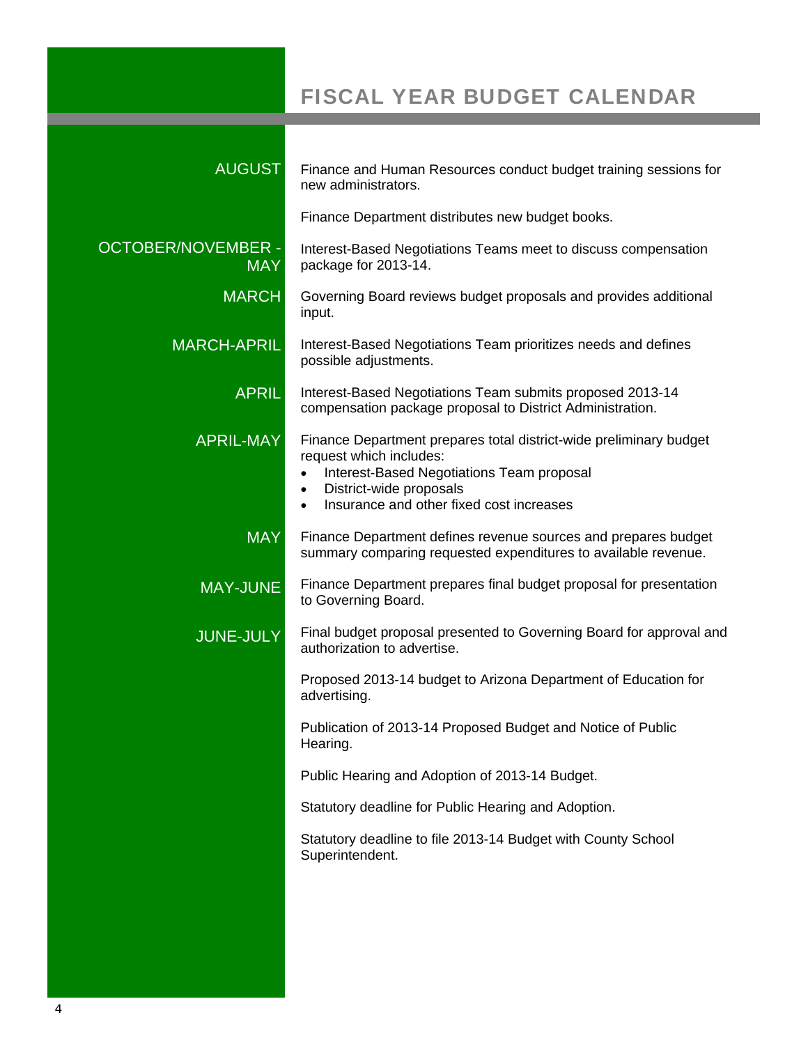# FISCAL YEAR BUDGET CALENDAR

| | |
|---|---|
| AUGUST | Finance and Human Resources conduct budget training sessions for new administrators. |
| | Finance Department distributes new budget books. |
| OCTOBER/NOVEMBER - MAY | Interest-Based Negotiations Teams meet to discuss compensation package for 2013-14. |
| MARCH | Governing Board reviews budget proposals and provides additional input. |
| MARCH-APRIL | Interest-Based Negotiations Team prioritizes needs and defines possible adjustments. |
| APRIL | Interest-Based Negotiations Team submits proposed 2013-14 compensation package proposal to District Administration. |
| APRIL-MAY | Finance Department prepares total district-wide preliminary budget request which includes:<br>• Interest-Based Negotiations Team proposal<br>• District-wide proposals<br>• Insurance and other fixed cost increases |
| MAY | Finance Department defines revenue sources and prepares budget summary comparing requested expenditures to available revenue. |
| MAY-JUNE | Finance Department prepares final budget proposal for presentation to Governing Board. |
| JUNE-JULY | Final budget proposal presented to Governing Board for approval and authorization to advertise. |
| | Proposed 2013-14 budget to Arizona Department of Education for advertising. |
| | Publication of 2013-14 Proposed Budget and Notice of Public Hearing. |
| | Public Hearing and Adoption of 2013-14 Budget. |
| | Statutory deadline for Public Hearing and Adoption. |
| | Statutory deadline to file 2013-14 Budget with County School Superintendent. |